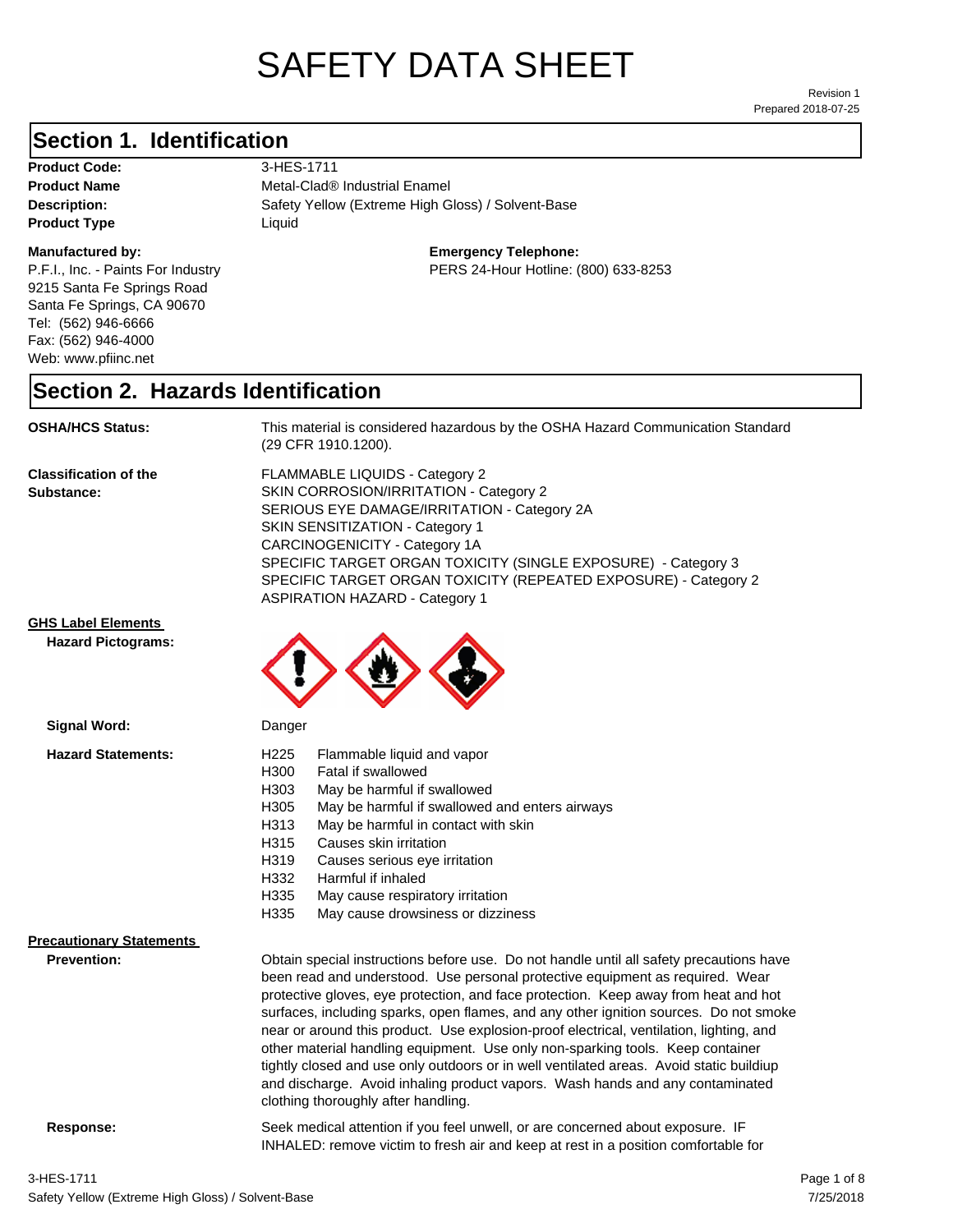# SAFETY DATA SHEET

Revision 1
Prepared 2018-07-25

## Section 1. Identification

**Product Code:** 3-HES-1711
**Product Name** Metal-Clad® Industrial Enamel
**Description:** Safety Yellow (Extreme High Gloss) / Solvent-Base
**Product Type** Liquid

**Manufactured by:**
P.F.I., Inc. - Paints For Industry
9215 Santa Fe Springs Road
Santa Fe Springs, CA 90670
Tel: (562) 946-6666
Fax: (562) 946-4000
Web: www.pfiinc.net

**Emergency Telephone:**
PERS 24-Hour Hotline: (800) 633-8253

## Section 2. Hazards Identification

**OSHA/HCS Status:** This material is considered hazardous by the OSHA Hazard Communication Standard (29 CFR 1910.1200).

**Classification of the Substance:**
FLAMMABLE LIQUIDS - Category 2
SKIN CORROSION/IRRITATION - Category 2
SERIOUS EYE DAMAGE/IRRITATION - Category 2A
SKIN SENSITIZATION - Category 1
CARCINOGENICITY - Category 1A
SPECIFIC TARGET ORGAN TOXICITY (SINGLE EXPOSURE) - Category 3
SPECIFIC TARGET ORGAN TOXICITY (REPEATED EXPOSURE) - Category 2
ASPIRATION HAZARD - Category 1

**GHS Label Elements**

**Hazard Pictograms:**

**Signal Word:** Danger

**Hazard Statements:**

H225 Flammable liquid and vapor
H300 Fatal if swallowed
H303 May be harmful if swallowed
H305 May be harmful if swallowed and enters airways
H313 May be harmful in contact with skin
H315 Causes skin irritation
H319 Causes serious eye irritation
H332 Harmful if inhaled
H335 May cause respiratory irritation
H335 May cause drowsiness or dizziness

**Precautionary Statements**

**Prevention:** Obtain special instructions before use. Do not handle until all safety precautions have been read and understood. Use personal protective equipment as required. Wear protective gloves, eye protection, and face protection. Keep away from heat and hot surfaces, including sparks, open flames, and any other ignition sources. Do not smoke near or around this product. Use explosion-proof electrical, ventilation, lighting, and other material handling equipment. Use only non-sparking tools. Keep container tightly closed and use only outdoors or in well ventilated areas. Avoid static buildiup and discharge. Avoid inhaling product vapors. Wash hands and any contaminated clothing thoroughly after handling.

**Response:** Seek medical attention if you feel unwell, or are concerned about exposure. IF INHALED: remove victim to fresh air and keep at rest in a position comfortable for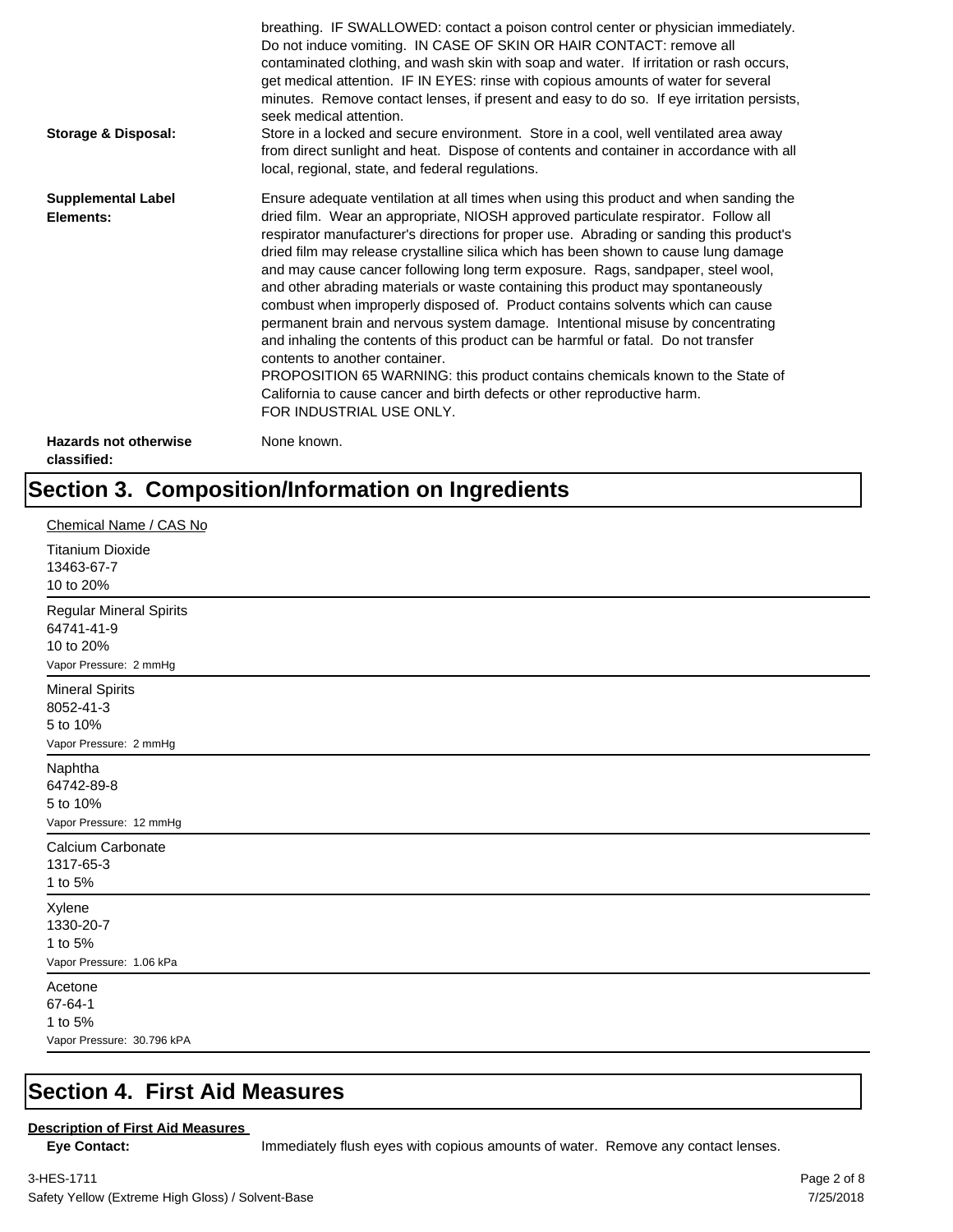breathing. IF SWALLOWED: contact a poison control center or physician immediately. Do not induce vomiting. IN CASE OF SKIN OR HAIR CONTACT: remove all contaminated clothing, and wash skin with soap and water. If irritation or rash occurs, get medical attention. IF IN EYES: rinse with copious amounts of water for several minutes. Remove contact lenses, if present and easy to do so. If eye irritation persists, seek medical attention.

**Storage & Disposal:** Store in a locked and secure environment. Store in a cool, well ventilated area away from direct sunlight and heat. Dispose of contents and container in accordance with all local, regional, state, and federal regulations.

**Supplemental Label Elements:** Ensure adequate ventilation at all times when using this product and when sanding the dried film. Wear an appropriate, NIOSH approved particulate respirator. Follow all respirator manufacturer's directions for proper use. Abrading or sanding this product's dried film may release crystalline silica which has been shown to cause lung damage and may cause cancer following long term exposure. Rags, sandpaper, steel wool, and other abrading materials or waste containing this product may spontaneously combust when improperly disposed of. Product contains solvents which can cause permanent brain and nervous system damage. Intentional misuse by concentrating and inhaling the contents of this product can be harmful or fatal. Do not transfer contents to another container.
PROPOSITION 65 WARNING: this product contains chemicals known to the State of California to cause cancer and birth defects or other reproductive harm.
FOR INDUSTRIAL USE ONLY.

**Hazards not otherwise classified:** None known.

# Section 3. Composition/Information on Ingredients

Chemical Name / CAS No

Titanium Dioxide
13463-67-7
10 to 20%

Regular Mineral Spirits
64741-41-9
10 to 20%
Vapor Pressure: 2 mmHg

Mineral Spirits
8052-41-3
5 to 10%
Vapor Pressure: 2 mmHg

Naphtha
64742-89-8
5 to 10%
Vapor Pressure: 12 mmHg

Calcium Carbonate
1317-65-3
1 to 5%

Xylene
1330-20-7
1 to 5%
Vapor Pressure: 1.06 kPa

Acetone
67-64-1
1 to 5%
Vapor Pressure: 30.796 kPA

# Section 4. First Aid Measures

**Description of First Aid Measures**

**Eye Contact:** Immediately flush eyes with copious amounts of water. Remove any contact lenses.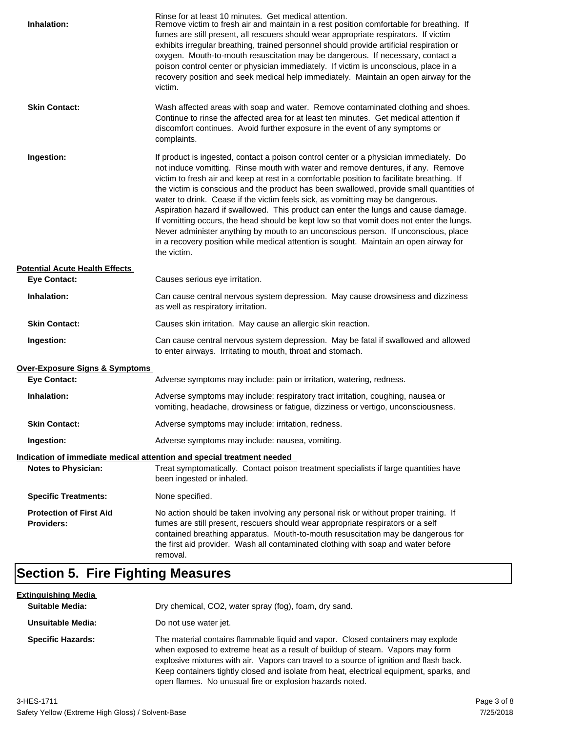Rinse for at least 10 minutes. Get medical attention.

**Inhalation:** Remove victim to fresh air and maintain in a rest position comfortable for breathing. If fumes are still present, all rescuers should wear appropriate respirators. If victim exhibits irregular breathing, trained personnel should provide artificial respiration or oxygen. Mouth-to-mouth resuscitation may be dangerous. If necessary, contact a poison control center or physician immediately. If victim is unconscious, place in a recovery position and seek medical help immediately. Maintain an open airway for the victim.

**Skin Contact:** Wash affected areas with soap and water. Remove contaminated clothing and shoes. Continue to rinse the affected area for at least ten minutes. Get medical attention if discomfort continues. Avoid further exposure in the event of any symptoms or complaints.

**Ingestion:** If product is ingested, contact a poison control center or a physician immediately. Do not induce vomitting. Rinse mouth with water and remove dentures, if any. Remove victim to fresh air and keep at rest in a comfortable position to facilitate breathing. If the victim is conscious and the product has been swallowed, provide small quantities of water to drink. Cease if the victim feels sick, as vomitting may be dangerous. Aspiration hazard if swallowed. This product can enter the lungs and cause damage. If vomitting occurs, the head should be kept low so that vomit does not enter the lungs. Never administer anything by mouth to an unconscious person. If unconscious, place in a recovery position while medical attention is sought. Maintain an open airway for the victim.

**Potential Acute Health Effects**

**Eye Contact:** Causes serious eye irritation.

**Inhalation:** Can cause central nervous system depression. May cause drowsiness and dizziness as well as respiratory irritation.

**Skin Contact:** Causes skin irritation. May cause an allergic skin reaction.

**Ingestion:** Can cause central nervous system depression. May be fatal if swallowed and allowed to enter airways. Irritating to mouth, throat and stomach.

**Over-Exposure Signs & Symptoms**

**Eye Contact:** Adverse symptoms may include: pain or irritation, watering, redness.

**Inhalation:** Adverse symptoms may include: respiratory tract irritation, coughing, nausea or vomiting, headache, drowsiness or fatigue, dizziness or vertigo, unconsciousness.

**Skin Contact:** Adverse symptoms may include: irritation, redness.

**Ingestion:** Adverse symptoms may include: nausea, vomiting.

**Indication of immediate medical attention and special treatment needed**

**Notes to Physician:** Treat symptomatically. Contact poison treatment specialists if large quantities have been ingested or inhaled.

**Specific Treatments:** None specified.

**Protection of First Aid Providers:** No action should be taken involving any personal risk or without proper training. If fumes are still present, rescuers should wear appropriate respirators or a self contained breathing apparatus. Mouth-to-mouth resuscitation may be dangerous for the first aid provider. Wash all contaminated clothing with soap and water before removal.

# Section 5. Fire Fighting Measures

**Extinguishing Media**

**Suitable Media:** Dry chemical, $CO_2$, water spray (fog), foam, dry sand.

**Unsuitable Media:** Do not use water jet.

**Specific Hazards:** The material contains flammable liquid and vapor. Closed containers may explode when exposed to extreme heat as a result of buildup of steam. Vapors may form explosive mixtures with air. Vapors can travel to a source of ignition and flash back. Keep containers tightly closed and isolate from heat, electrical equipment, sparks, and open flames. No unusual fire or explosion hazards noted.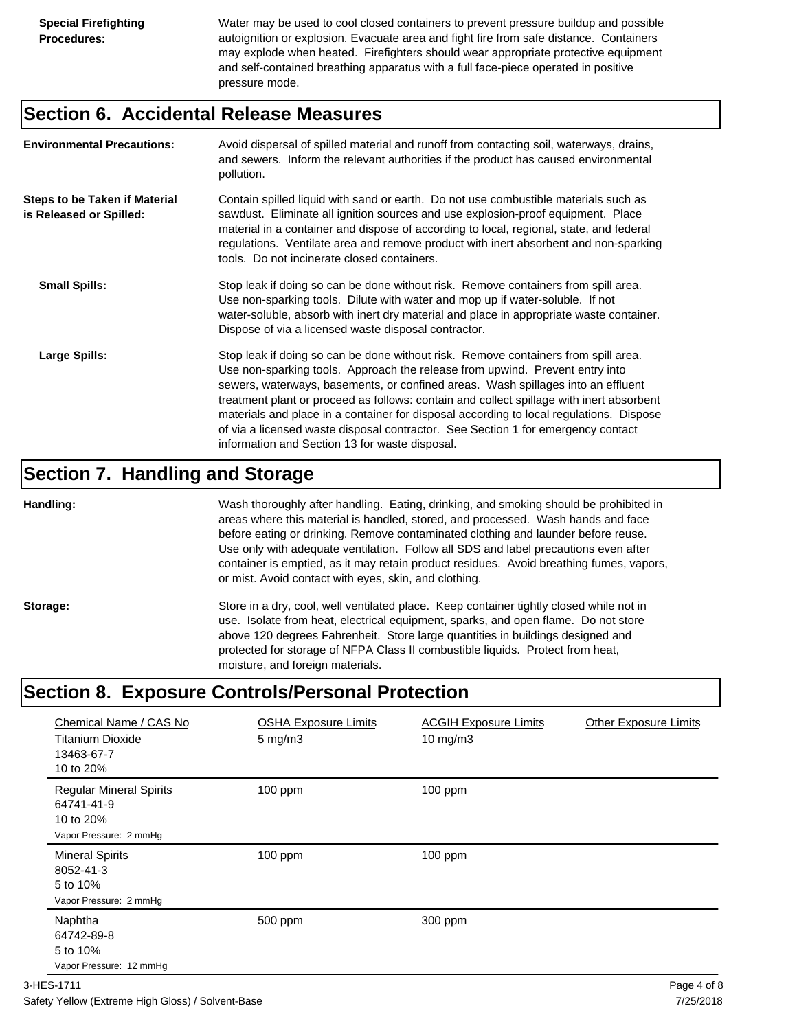**Special Firefighting Procedures:** Water may be used to cool closed containers to prevent pressure buildup and possible autoignition or explosion. Evacuate area and fight fire from safe distance. Containers may explode when heated. Firefighters should wear appropriate protective equipment and self-contained breathing apparatus with a full face-piece operated in positive pressure mode.

## Section 6. Accidental Release Measures

**Environmental Precautions:** Avoid dispersal of spilled material and runoff from contacting soil, waterways, drains, and sewers. Inform the relevant authorities if the product has caused environmental pollution.

**Steps to be Taken if Material is Released or Spilled:** Contain spilled liquid with sand or earth. Do not use combustible materials such as sawdust. Eliminate all ignition sources and use explosion-proof equipment. Place material in a container and dispose of according to local, regional, state, and federal regulations. Ventilate area and remove product with inert absorbent and non-sparking tools. Do not incinerate closed containers.

**Small Spills:** Stop leak if doing so can be done without risk. Remove containers from spill area. Use non-sparking tools. Dilute with water and mop up if water-soluble. If not water-soluble, absorb with inert dry material and place in appropriate waste container. Dispose of via a licensed waste disposal contractor.

**Large Spills:** Stop leak if doing so can be done without risk. Remove containers from spill area. Use non-sparking tools. Approach the release from upwind. Prevent entry into sewers, waterways, basements, or confined areas. Wash spillages into an effluent treatment plant or proceed as follows: contain and collect spillage with inert absorbent materials and place in a container for disposal according to local regulations. Dispose of via a licensed waste disposal contractor. See Section 1 for emergency contact information and Section 13 for waste disposal.

## Section 7. Handling and Storage

**Handling:** Wash thoroughly after handling. Eating, drinking, and smoking should be prohibited in areas where this material is handled, stored, and processed. Wash hands and face before eating or drinking. Remove contaminated clothing and launder before reuse. Use only with adequate ventilation. Follow all SDS and label precautions even after container is emptied, as it may retain product residues. Avoid breathing fumes, vapors, or mist. Avoid contact with eyes, skin, and clothing.

**Storage:** Store in a dry, cool, well ventilated place. Keep container tightly closed while not in use. Isolate from heat, electrical equipment, sparks, and open flame. Do not store above 120 degrees Fahrenheit. Store large quantities in buildings designed and protected for storage of NFPA Class II combustible liquids. Protect from heat, moisture, and foreign materials.

## Section 8. Exposure Controls/Personal Protection

| Chemical Name / CAS No | OSHA Exposure Limits | ACGIH Exposure Limits | Other Exposure Limits |
|---|---|---|---|
| Titanium Dioxide<br>13463-67-7<br>10 to 20% | 5 mg/m3 | 10 mg/m3 | |
| Regular Mineral Spirits<br>64741-41-9<br>10 to 20%<br>Vapor Pressure: 2 mmHg | 100 ppm | 100 ppm | |
| Mineral Spirits<br>8052-41-3<br>5 to 10%<br>Vapor Pressure: 2 mmHg | 100 ppm | 100 ppm | |
| Naphtha<br>64742-89-8<br>5 to 10%<br>Vapor Pressure: 12 mmHg | 500 ppm | 300 ppm | |

3-HES-1711
Safety Yellow (Extreme High Gloss) / Solvent-Base
7/25/2018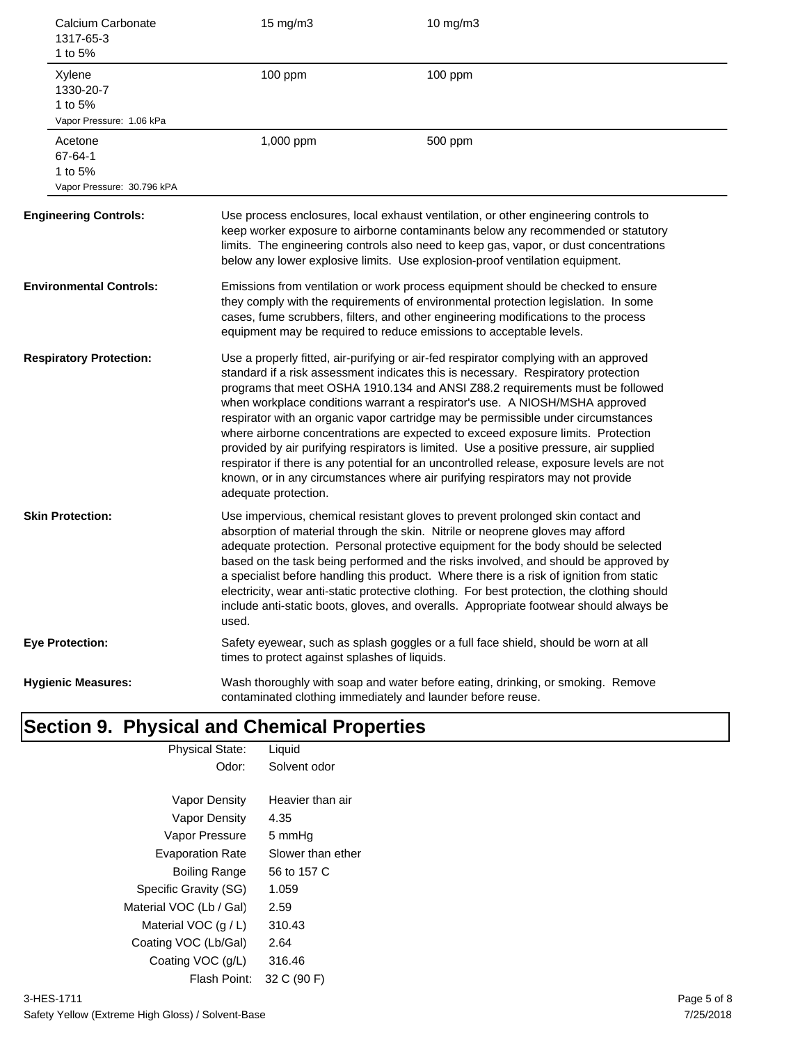| | | |
|---|---|---|
| Calcium Carbonate<br>1317-65-3<br>1 to 5% | 15 mg/m3 | 10 mg/m3 |
| Xylene<br>1330-20-7<br>1 to 5%<br>Vapor Pressure: 1.06 kPa | 100 ppm | 100 ppm |
| Acetone<br>67-64-1<br>1 to 5%<br>Vapor Pressure: 30.796 kPA | 1,000 ppm | 500 ppm |

**Engineering Controls:** Use process enclosures, local exhaust ventilation, or other engineering controls to keep worker exposure to airborne contaminants below any recommended or statutory limits. The engineering controls also need to keep gas, vapor, or dust concentrations below any lower explosive limits. Use explosion-proof ventilation equipment.

**Environmental Controls:** Emissions from ventilation or work process equipment should be checked to ensure they comply with the requirements of environmental protection legislation. In some cases, fume scrubbers, filters, and other engineering modifications to the process equipment may be required to reduce emissions to acceptable levels.

**Respiratory Protection:** Use a properly fitted, air-purifying or air-fed respirator complying with an approved standard if a risk assessment indicates this is necessary. Respiratory protection programs that meet OSHA 1910.134 and ANSI Z88.2 requirements must be followed when workplace conditions warrant a respirator's use. A NIOSH/MSHA approved respirator with an organic vapor cartridge may be permissible under circumstances where airborne concentrations are expected to exceed exposure limits. Protection provided by air purifying respirators is limited. Use a positive pressure, air supplied respirator if there is any potential for an uncontrolled release, exposure levels are not known, or in any circumstances where air purifying respirators may not provide adequate protection.

**Skin Protection:** Use impervious, chemical resistant gloves to prevent prolonged skin contact and absorption of material through the skin. Nitrile or neoprene gloves may afford adequate protection. Personal protective equipment for the body should be selected based on the task being performed and the risks involved, and should be approved by a specialist before handling this product. Where there is a risk of ignition from static electricity, wear anti-static protective clothing. For best protection, the clothing should include anti-static boots, gloves, and overalls. Appropriate footwear should always be used.

**Eye Protection:** Safety eyewear, such as splash goggles or a full face shield, should be worn at all times to protect against splashes of liquids.

**Hygienic Measures:** Wash thoroughly with soap and water before eating, drinking, or smoking. Remove contaminated clothing immediately and launder before reuse.

## Section 9. Physical and Chemical Properties

| | |
|---|---|
| Physical State: | Liquid |
| Odor: | Solvent odor |
| Vapor Density | Heavier than air |
| Vapor Density | 4.35 |
| Vapor Pressure | 5 mmHg |
| Evaporation Rate | Slower than ether |
| Boiling Range | 56 to 157 C |
| Specific Gravity (SG) | 1.059 |
| Material VOC (Lb / Gal) | 2.59 |
| Material VOC (g / L) | 310.43 |
| Coating VOC (Lb/Gal) | 2.64 |
| Coating VOC (g/L) | 316.46 |
| Flash Point: | 32 C (90 F) |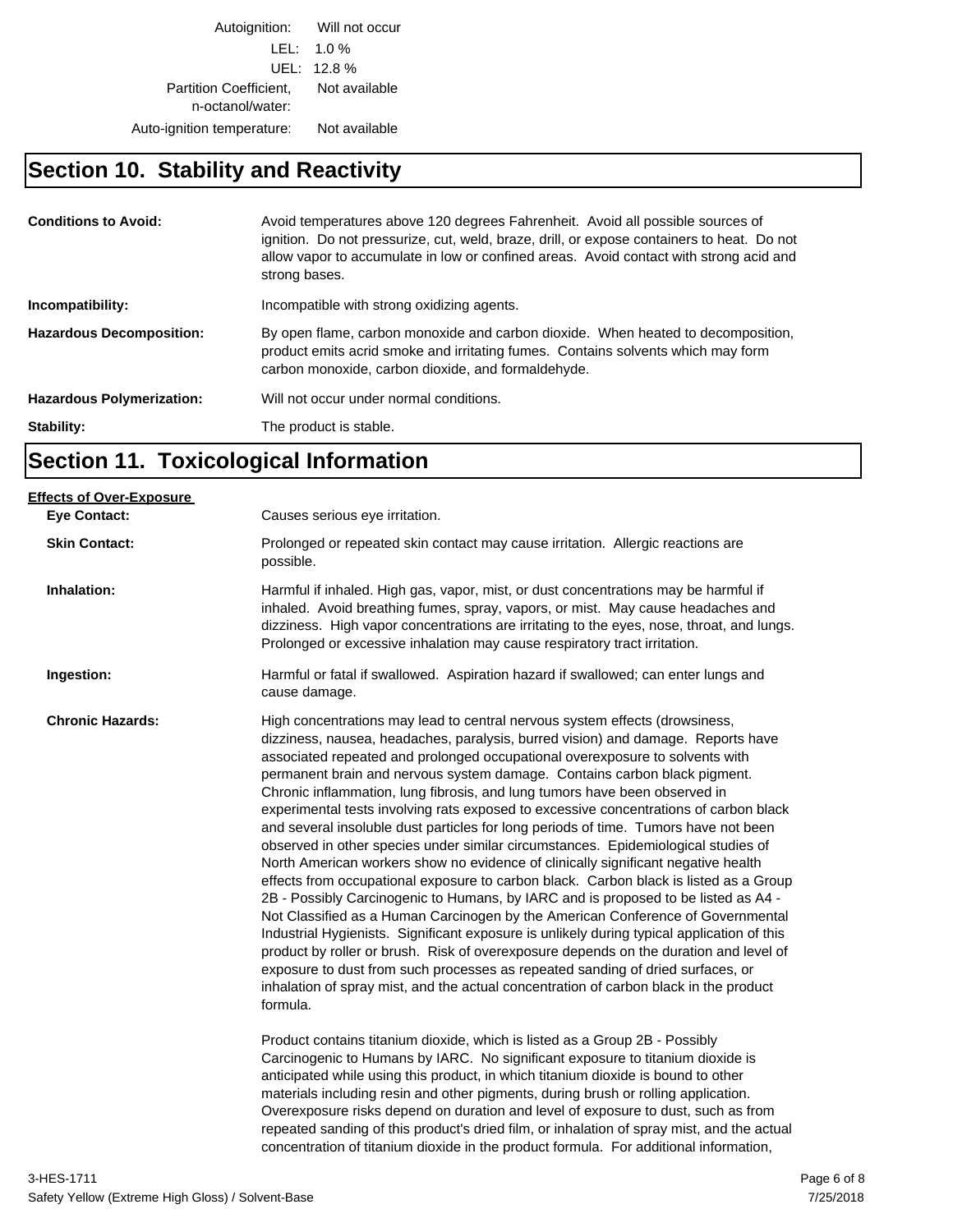| | |
|---|---|
| Autoignition: | Will not occur |
| LEL: | 1.0 % |
| UEL: | 12.8 % |
| Partition Coefficient, n-octanol/water: | Not available |
| Auto-ignition temperature: | Not available |

## Section 10. Stability and Reactivity

**Conditions to Avoid:** Avoid temperatures above 120 degrees Fahrenheit. Avoid all possible sources of ignition. Do not pressurize, cut, weld, braze, drill, or expose containers to heat. Do not allow vapor to accumulate in low or confined areas. Avoid contact with strong acid and strong bases.

**Incompatibility:** Incompatible with strong oxidizing agents.

**Hazardous Decomposition:** By open flame, carbon monoxide and carbon dioxide. When heated to decomposition, product emits acrid smoke and irritating fumes. Contains solvents which may form carbon monoxide, carbon dioxide, and formaldehyde.

**Hazardous Polymerization:** Will not occur under normal conditions.

**Stability:** The product is stable.

## Section 11. Toxicological Information

**Effects of Over-Exposure**

**Eye Contact:** Causes serious eye irritation.

**Skin Contact:** Prolonged or repeated skin contact may cause irritation. Allergic reactions are possible.

**Inhalation:** Harmful if inhaled. High gas, vapor, mist, or dust concentrations may be harmful if inhaled. Avoid breathing fumes, spray, vapors, or mist. May cause headaches and dizziness. High vapor concentrations are irritating to the eyes, nose, throat, and lungs. Prolonged or excessive inhalation may cause respiratory tract irritation.

**Ingestion:** Harmful or fatal if swallowed. Aspiration hazard if swallowed; can enter lungs and cause damage.

**Chronic Hazards:** High concentrations may lead to central nervous system effects (drowsiness, dizziness, nausea, headaches, paralysis, burred vision) and damage. Reports have associated repeated and prolonged occupational overexposure to solvents with permanent brain and nervous system damage. Contains carbon black pigment. Chronic inflammation, lung fibrosis, and lung tumors have been observed in experimental tests involving rats exposed to excessive concentrations of carbon black and several insoluble dust particles for long periods of time. Tumors have not been observed in other species under similar circumstances. Epidemiological studies of North American workers show no evidence of clinically significant negative health effects from occupational exposure to carbon black. Carbon black is listed as a Group 2B - Possibly Carcinogenic to Humans, by IARC and is proposed to be listed as A4 - Not Classified as a Human Carcinogen by the American Conference of Governmental Industrial Hygienists. Significant exposure is unlikely during typical application of this product by roller or brush. Risk of overexposure depends on the duration and level of exposure to dust from such processes as repeated sanding of dried surfaces, or inhalation of spray mist, and the actual concentration of carbon black in the product formula.

Product contains titanium dioxide, which is listed as a Group 2B - Possibly Carcinogenic to Humans by IARC. No significant exposure to titanium dioxide is anticipated while using this product, in which titanium dioxide is bound to other materials including resin and other pigments, during brush or rolling application. Overexposure risks depend on duration and level of exposure to dust, such as from repeated sanding of this product's dried film, or inhalation of spray mist, and the actual concentration of titanium dioxide in the product formula. For additional information,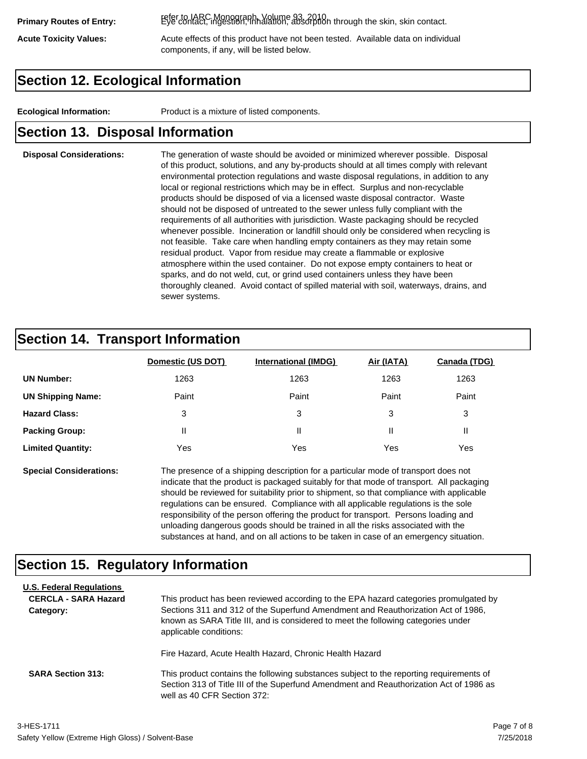**Primary Routes of Entry:** refer to IARC Monograph, Volume 93, 2010. Eye contact, ingestion, inhalation, absorption through the skin, skin contact.

**Acute Toxicity Values:** Acute effects of this product have not been tested. Available data on individual components, if any, will be listed below.

## Section 12. Ecological Information

**Ecological Information:** Product is a mixture of listed components.

## Section 13. Disposal Information

**Disposal Considerations:** The generation of waste should be avoided or minimized wherever possible. Disposal of this product, solutions, and any by-products should at all times comply with relevant environmental protection regulations and waste disposal regulations, in addition to any local or regional restrictions which may be in effect. Surplus and non-recyclable products should be disposed of via a licensed waste disposal contractor. Waste should not be disposed of untreated to the sewer unless fully compliant with the requirements of all authorities with jurisdiction. Waste packaging should be recycled whenever possible. Incineration or landfill should only be considered when recycling is not feasible. Take care when handling empty containers as they may retain some residual product. Vapor from residue may create a flammable or explosive atmosphere within the used container. Do not expose empty containers to heat or sparks, and do not weld, cut, or grind used containers unless they have been thoroughly cleaned. Avoid contact of spilled material with soil, waterways, drains, and sewer systems.

## Section 14. Transport Information

| | Domestic (US DOT) | International (IMDG) | Air (IATA) | Canada (TDG) |
|---|---|---|---|---|
| **UN Number:** | 1263 | 1263 | 1263 | 1263 |
| **UN Shipping Name:** | Paint | Paint | Paint | Paint |
| **Hazard Class:** | 3 | 3 | 3 | 3 |
| **Packing Group:** | II | II | II | II |
| **Limited Quantity:** | Yes | Yes | Yes | Yes |

**Special Considerations:** The presence of a shipping description for a particular mode of transport does not indicate that the product is packaged suitably for that mode of transport. All packaging should be reviewed for suitability prior to shipment, so that compliance with applicable regulations can be ensured. Compliance with all applicable regulations is the sole responsibility of the person offering the product for transport. Persons loading and unloading dangerous goods should be trained in all the risks associated with the substances at hand, and on all actions to be taken in case of an emergency situation.

## Section 15. Regulatory Information

**U.S. Federal Regulations**

**CERCLA - SARA Hazard Category:** This product has been reviewed according to the EPA hazard categories promulgated by Sections 311 and 312 of the Superfund Amendment and Reauthorization Act of 1986, known as SARA Title III, and is considered to meet the following categories under applicable conditions:

Fire Hazard, Acute Health Hazard, Chronic Health Hazard

**SARA Section 313:** This product contains the following substances subject to the reporting requirements of Section 313 of Title III of the Superfund Amendment and Reauthorization Act of 1986 as well as 40 CFR Section 372: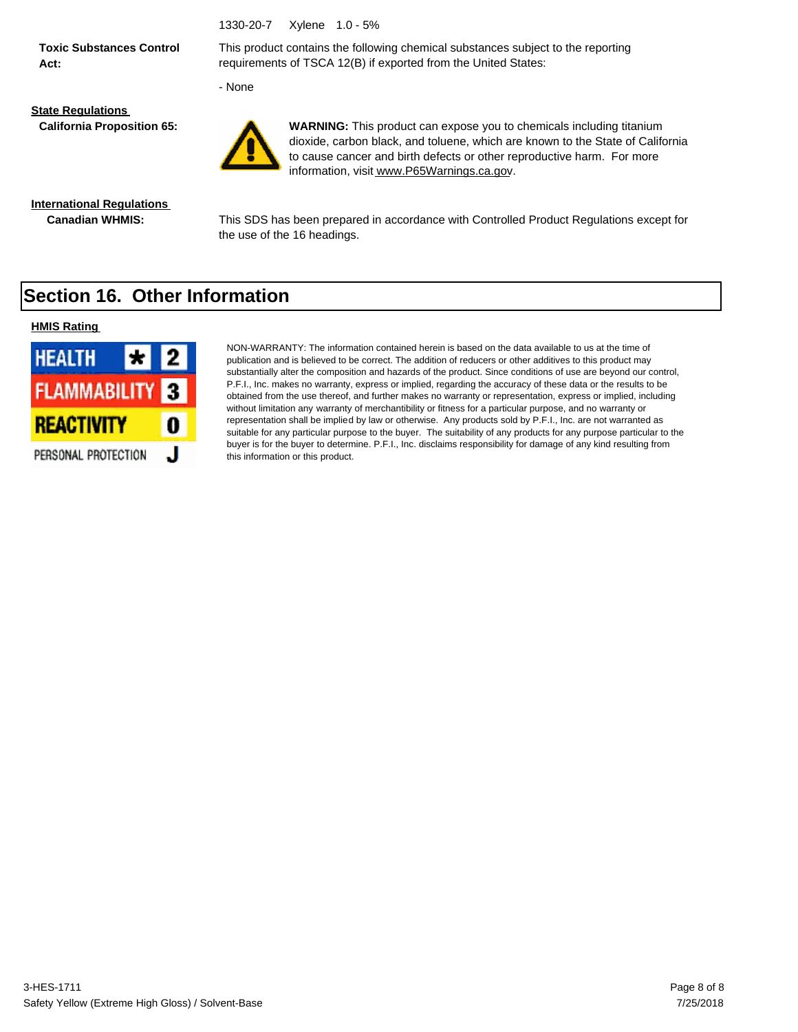1330-20-7 Xylene 1.0 - 5%

**Toxic Substances Control Act:**

This product contains the following chemical substances subject to the reporting requirements of TSCA 12(B) if exported from the United States:

- None

**State Regulations**

**California Proposition 65:**

**WARNING:** This product can expose you to chemicals including titanium dioxide, carbon black, and toluene, which are known to the State of California to cause cancer and birth defects or other reproductive harm. For more information, visit www.P65Warnings.ca.gov.

**International Regulations**

**Canadian WHMIS:**

This SDS has been prepared in accordance with Controlled Product Regulations except for the use of the 16 headings.

## Section 16. Other Information

**HMIS Rating**

| | | |
|---|---|---|
| HEALTH | * | 2 |
| FLAMMABILITY | | 3 |
| REACTIVITY | | 0 |
| PERSONAL PROTECTION | | J |

NON-WARRANTY: The information contained herein is based on the data available to us at the time of publication and is believed to be correct. The addition of reducers or other additives to this product may substantially alter the composition and hazards of the product. Since conditions of use are beyond our control, P.F.I., Inc. makes no warranty, express or implied, regarding the accuracy of these data or the results to be obtained from the use thereof, and further makes no warranty, express or implied, including without limitation any warranty of merchantibility or fitness for a particular purpose, and no warranty or representation shall be implied by law or otherwise. Any products sold by P.F.I., Inc. are not warranted as suitable for any particular purpose to the buyer. The suitability of any products for any purpose particular to the buyer is for the buyer to determine. P.F.I., Inc. disclaims responsibility for damage of any kind resulting from this information or this product.